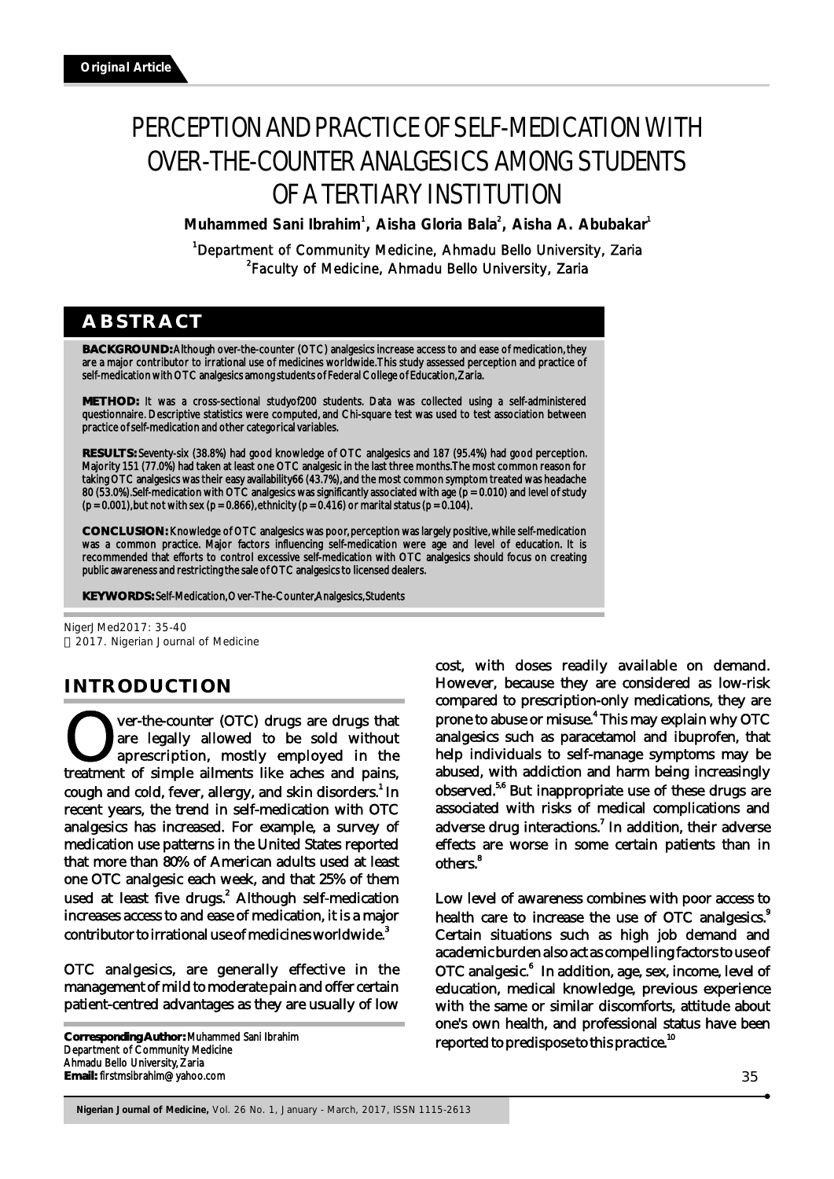Original Article

# PERCEPTION AND PRACTICE OF SELF-MEDICATION WITH OVER-THE-COUNTER ANALGESICS AMONG STUDENTS OF A TERTIARY INSTITUTION

**Muhammed Sani Ibrahim[1], Aisha Gloria Bala[2], Aisha A. Abubakar[1]**

[1]Department of Community Medicine, Ahmadu Bello University, Zaria
[2]Faculty of Medicine, Ahmadu Bello University, Zaria

## ABSTRACT

**BACKGROUND:** Although over-the-counter (OTC) analgesics increase access to and ease of medication, they are a major contributor to irrational use of medicines worldwide. This study assessed perception and practice of self-medication with OTC analgesics among students of Federal College of Education, Zaria.

**METHOD:** It was a cross-sectional studyof200 students. Data was collected using a self-administered questionnaire. Descriptive statistics were computed, and Chi-square test was used to test association between practice of self-medication and other categorical variables.

**RESULTS:** Seventy-six (38.8%) had good knowledge of OTC analgesics and 187 (95.4%) had good perception. Majority 151 (77.0%) had taken at least one OTC analgesic in the last three months. The most common reason for taking OTC analgesics was their easy availability66 (43.7%), and the most common symptom treated was headache 80 (53.0%). Self-medication with OTC analgesics was significantly associated with age ($p = 0.010$) and level of study ($p = 0.001$), but not with sex ($p = 0.866$), ethnicity ($p = 0.416$) or marital status ($p = 0.104$).

**CONCLUSION:** Knowledge of OTC analgesics was poor, perception was largely positive, while self-medication was a common practice. Major factors influencing self-medication were age and level of education. It is recommended that efforts to control excessive self-medication with OTC analgesics should focus on creating public awareness and restricting the sale of OTC analgesics to licensed dealers.

**KEYWORDS:** Self-Medication, Over-The-Counter, Analgesics, Students

NigerJMed2017: 35-40
2017. Nigerian Journal of Medicine

## INTRODUCTION

Over-the-counter (OTC) drugs are drugs that are legally allowed to be sold without aprescription, mostly employed in the treatment of simple ailments like aches and pains, cough and cold, fever, allergy, and skin disorders.[1] In recent years, the trend in self-medication with OTC analgesics has increased. For example, a survey of medication use patterns in the United States reported that more than 80% of American adults used at least one OTC analgesic each week, and that 25% of them used at least five drugs.[2] Although self-medication increases access to and ease of medication, it is a major contributor to irrational use of medicines worldwide.[3]

OTC analgesics, are generally effective in the management of mild to moderate pain and offer certain patient-centred advantages as they are usually of low cost, with doses readily available on demand. However, because they are considered as low-risk compared to prescription-only medications, they are prone to abuse or misuse.[4] This may explain why OTC analgesics such as paracetamol and ibuprofen, that help individuals to self-manage symptoms may be abused, with addiction and harm being increasingly observed.[5,6] But inappropriate use of these drugs are associated with risks of medical complications and adverse drug interactions.[7] In addition, their adverse effects are worse in some certain patients than in others.[8]

Low level of awareness combines with poor access to health care to increase the use of OTC analgesics.[9] Certain situations such as high job demand and academic burden also act as compelling factors to use of OTC analgesic.[6] In addition, age, sex, income, level of education, medical knowledge, previous experience with the same or similar discomforts, attitude about one's own health, and professional status have been reported to predispose to this practice.[10]

**Corresponding Author:** Muhammed Sani Ibrahim
Department of Community Medicine
Ahmadu Bello University, Zaria
**Email:** firstmsibrahim@yahoo.com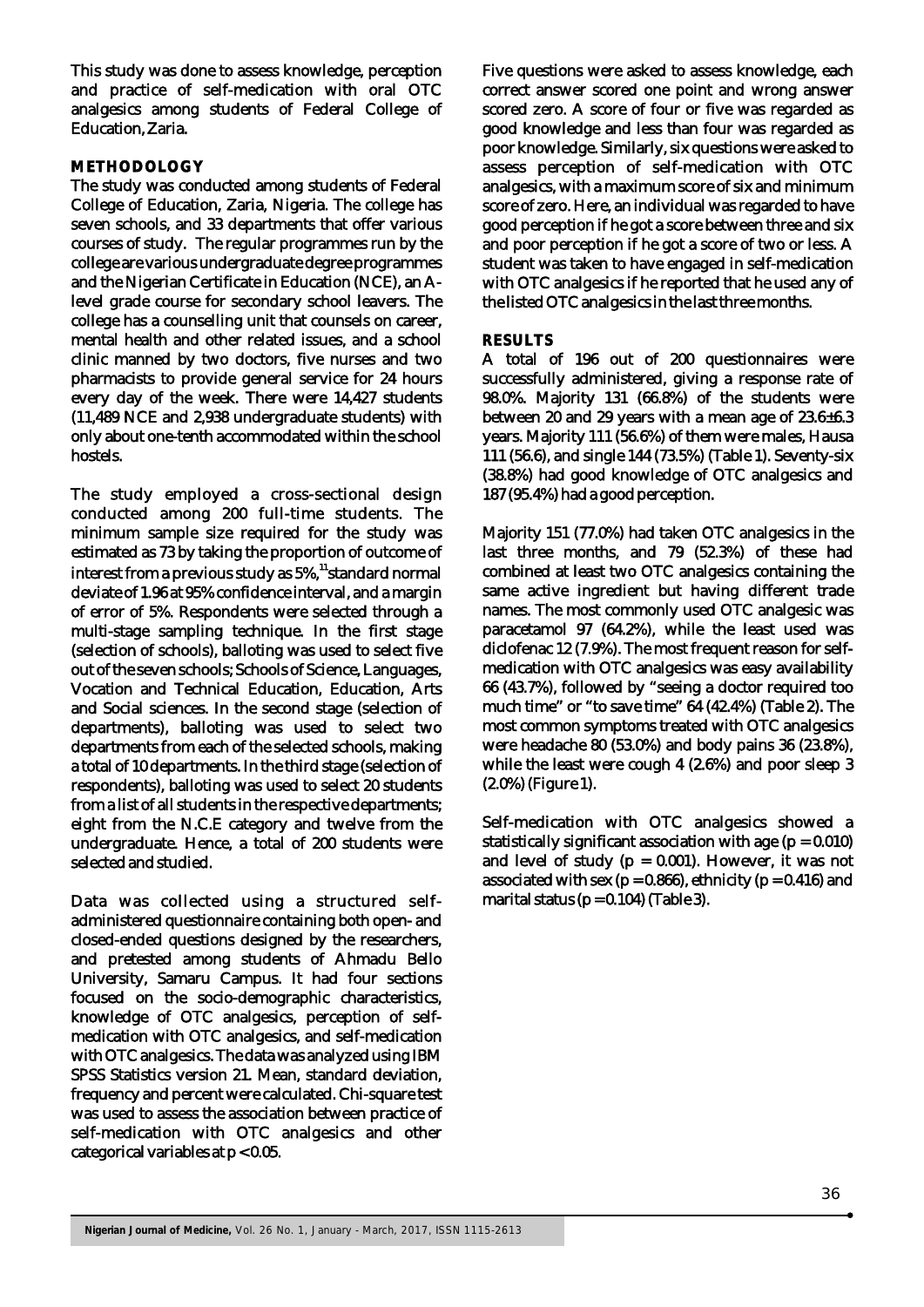This study was done to assess knowledge, perception and practice of self-medication with oral OTC analgesics among students of Federal College of Education, Zaria.

## METHODOLOGY

The study was conducted among students of Federal College of Education, Zaria, Nigeria. The college has seven schools, and 33 departments that offer various courses of study. The regular programmes run by the college are various undergraduate degree programmes and the Nigerian Certificate in Education (NCE), an A-level grade course for secondary school leavers. The college has a counselling unit that counsels on career, mental health and other related issues, and a school clinic manned by two doctors, five nurses and two pharmacists to provide general service for 24 hours every day of the week. There were 14,427 students (11,489 NCE and 2,938 undergraduate students) with only about one-tenth accommodated within the school hostels.

The study employed a cross-sectional design conducted among 200 full-time students. The minimum sample size required for the study was estimated as 73 by taking the proportion of outcome of interest from a previous study as 5%,[11] standard normal deviate of 1.96 at 95% confidence interval, and a margin of error of 5%. Respondents were selected through a multi-stage sampling technique. In the first stage (selection of schools), balloting was used to select five out of the seven schools; Schools of Science, Languages, Vocation and Technical Education, Education, Arts and Social sciences. In the second stage (selection of departments), balloting was used to select two departments from each of the selected schools, making a total of 10 departments. In the third stage (selection of respondents), balloting was used to select 20 students from a list of all students in the respective departments; eight from the N.C.E category and twelve from the undergraduate. Hence, a total of 200 students were selected and studied.

Data was collected using a structured self-administered questionnaire containing both open- and closed-ended questions designed by the researchers, and pretested among students of Ahmadu Bello University, Samaru Campus. It had four sections focused on the socio-demographic characteristics, knowledge of OTC analgesics, perception of self-medication with OTC analgesics, and self-medication with OTC analgesics. The data was analyzed using IBM SPSS Statistics version 21. Mean, standard deviation, frequency and percent were calculated. Chi-square test was used to assess the association between practice of self-medication with OTC analgesics and other categorical variables at $p < 0.05$.

Five questions were asked to assess knowledge, each correct answer scored one point and wrong answer scored zero. A score of four or five was regarded as good knowledge and less than four was regarded as poor knowledge. Similarly, six questions were asked to assess perception of self-medication with OTC analgesics, with a maximum score of six and minimum score of zero. Here, an individual was regarded to have good perception if he got a score between three and six and poor perception if he got a score of two or less. A student was taken to have engaged in self-medication with OTC analgesics if he reported that he used any of the listed OTC analgesics in the last three months.

## RESULTS

A total of 196 out of 200 questionnaires were successfully administered, giving a response rate of 98.0%. Majority 131 (66.8%) of the students were between 20 and 29 years with a mean age of 23.6±6.3 years. Majority 111 (56.6%) of them were males, Hausa 111 (56.6), and single 144 (73.5%) (Table 1). Seventy-six (38.8%) had good knowledge of OTC analgesics and 187 (95.4%) had a good perception.

Majority 151 (77.0%) had taken OTC analgesics in the last three months, and 79 (52.3%) of these had combined at least two OTC analgesics containing the same active ingredient but having different trade names. The most commonly used OTC analgesic was paracetamol 97 (64.2%), while the least used was diclofenac 12 (7.9%). The most frequent reason for self-medication with OTC analgesics was easy availability 66 (43.7%), followed by "seeing a doctor required too much time" or "to save time" 64 (42.4%) (Table 2). The most common symptoms treated with OTC analgesics were headache 80 (53.0%) and body pains 36 (23.8%), while the least were cough 4 (2.6%) and poor sleep 3 (2.0%) (Figure 1).

Self-medication with OTC analgesics showed a statistically significant association with age ($p = 0.010$) and level of study ($p = 0.001$). However, it was not associated with sex ($p = 0.866$), ethnicity ($p = 0.416$) and marital status ($p = 0.104$) (Table 3).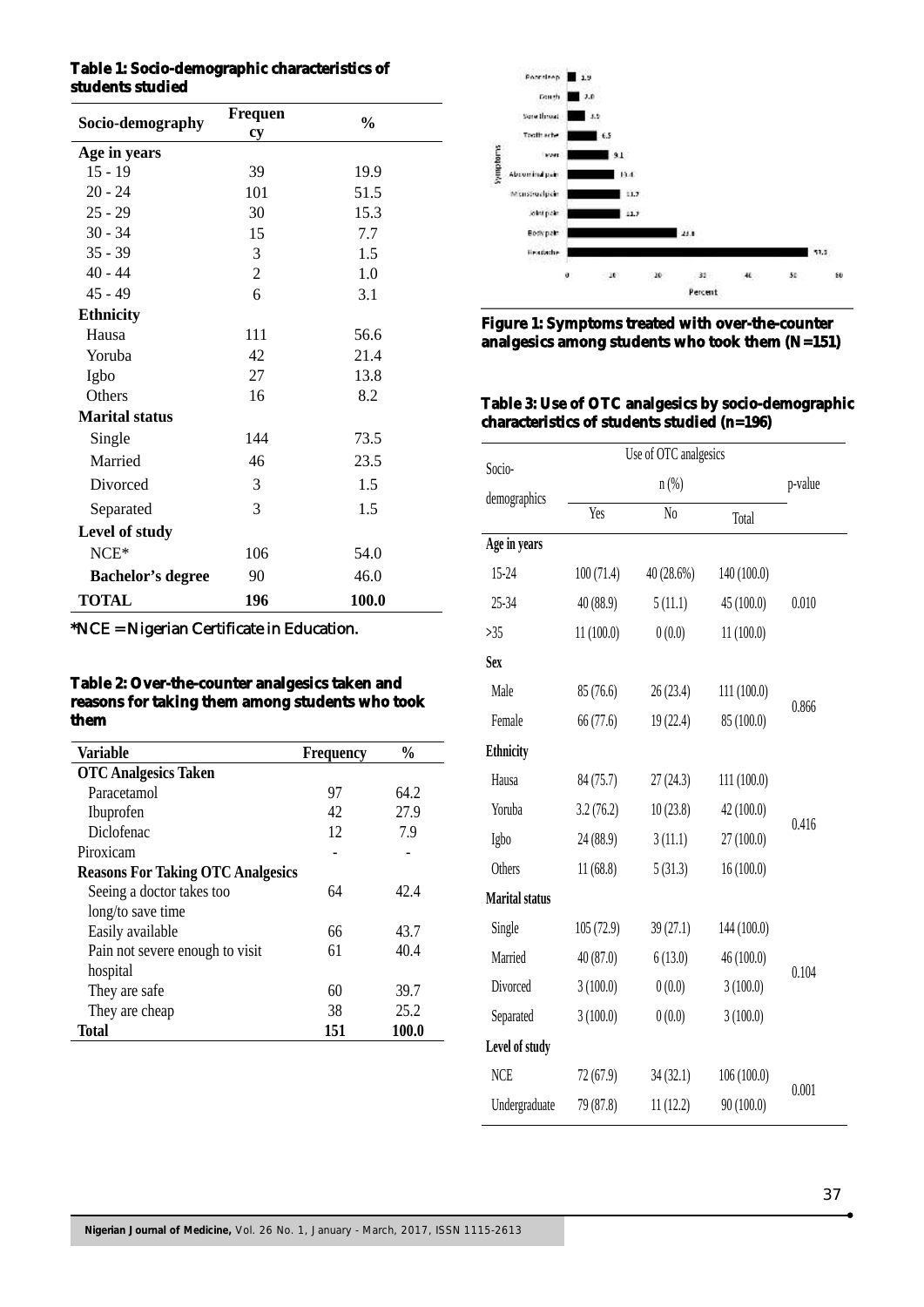**Table 1: Socio-demographic characteristics of students studied**

| Socio-demography | Frequency | % |
|---|---|---|
| **Age in years** | | |
| 15 - 19 | 39 | 19.9 |
| 20 - 24 | 101 | 51.5 |
| 25 - 29 | 30 | 15.3 |
| 30 - 34 | 15 | 7.7 |
| 35 - 39 | 3 | 1.5 |
| 40 - 44 | 2 | 1.0 |
| 45 - 49 | 6 | 3.1 |
| **Ethnicity** | | |
| Hausa | 111 | 56.6 |
| Yoruba | 42 | 21.4 |
| Igbo | 27 | 13.8 |
| Others | 16 | 8.2 |
| **Marital status** | | |
| Single | 144 | 73.5 |
| Married | 46 | 23.5 |
| Divorced | 3 | 1.5 |
| Separated | 3 | 1.5 |
| **Level of study** | | |
| NCE* | 106 | 54.0 |
| **Bachelor's degree** | 90 | 46.0 |
| **TOTAL** | **196** | **100.0** |

*NCE = Nigerian Certificate in Education.

**Table 2: Over-the-counter analgesics taken and reasons for taking them among students who took them**

| Variable | Frequency | % |
|---|---|---|
| **OTC Analgesics Taken** | | |
| Paracetamol | 97 | 64.2 |
| Ibuprofen | 42 | 27.9 |
| Diclofenac | 12 | 7.9 |
| Piroxicam | - | - |
| **Reasons For Taking OTC Analgesics** | | |
| Seeing a doctor takes too long/to save time | 64 | 42.4 |
| Easily available | 66 | 43.7 |
| Pain not severe enough to visit hospital | 61 | 40.4 |
| They are safe | 60 | 39.7 |
| They are cheap | 38 | 25.2 |
| **Total** | **151** | **100.0** |

Poor sleep 1.9
Cough 2.0
Sore throat 3.5
Tooth ache 6.5
Fever 9.1
Abdominal pain 10.4
Menstrual pain 11.7
Joint pain 11.7
Body pain 23.8
Headache 53.2
Symptoms
0 10 20 30 40 50 60
Percent

**Figure 1: Symptoms treated with over-the-counter analgesics among students who took them (N=151)**

**Table 3: Use of OTC analgesics by socio-demographic characteristics of students studied (n=196)**

| Socio-demographics | Use of OTC analgesics n (%) | | | p-value |
|---|---|---|---|---|
| | Yes | No | Total | |
| **Age in years** | | | | |
| 15-24 | 100 (71.4) | 40 (28.6%) | 140 (100.0) | 0.010 |
| 25-34 | 40 (88.9) | 5 (11.1) | 45 (100.0) | |
| >35 | 11 (100.0) | 0 (0.0) | 11 (100.0) | |
| **Sex** | | | | |
| Male | 85 (76.6) | 26 (23.4) | 111 (100.0) | 0.866 |
| Female | 66 (77.6) | 19 (22.4) | 85 (100.0) | |
| **Ethnicity** | | | | |
| Hausa | 84 (75.7) | 27 (24.3) | 111 (100.0) | 0.416 |
| Yoruba | 3.2 (76.2) | 10 (23.8) | 42 (100.0) | |
| Igbo | 24 (88.9) | 3 (11.1) | 27 (100.0) | |
| Others | 11 (68.8) | 5 (31.3) | 16 (100.0) | |
| **Marital status** | | | | |
| Single | 105 (72.9) | 39 (27.1) | 144 (100.0) | 0.104 |
| Married | 40 (87.0) | 6 (13.0) | 46 (100.0) | |
| Divorced | 3 (100.0) | 0 (0.0) | 3 (100.0) | |
| Separated | 3 (100.0) | 0 (0.0) | 3 (100.0) | |
| **Level of study** | | | | |
| NCE | 72 (67.9) | 34 (32.1) | 106 (100.0) | 0.001 |
| Undergraduate | 79 (87.8) | 11 (12.2) | 90 (100.0) | |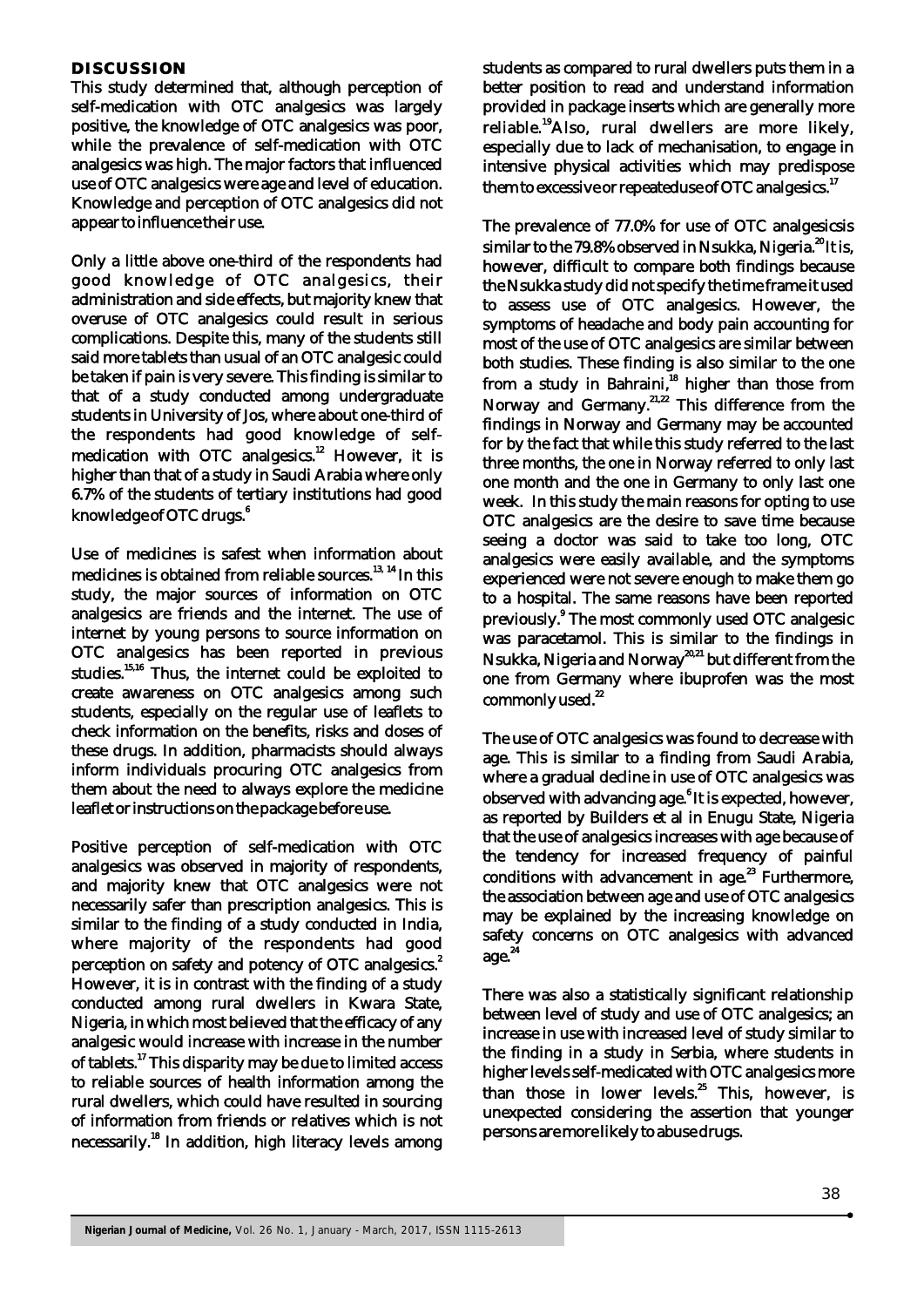## DISCUSSION

This study determined that, although perception of self-medication with OTC analgesics was largely positive, the knowledge of OTC analgesics was poor, while the prevalence of self-medication with OTC analgesics was high. The major factors that influenced use of OTC analgesics were age and level of education. Knowledge and perception of OTC analgesics did not appear to influence their use.

Only a little above one-third of the respondents had good knowledge of OTC analgesics, their administration and side effects, but majority knew that overuse of OTC analgesics could result in serious complications. Despite this, many of the students still said more tablets than usual of an OTC analgesic could be taken if pain is very severe. This finding is similar to that of a study conducted among undergraduate students in University of Jos, where about one-third of the respondents had good knowledge of self-medication with OTC analgesics.[12] However, it is higher than that of a study in Saudi Arabia where only 6.7% of the students of tertiary institutions had good knowledge of OTC drugs.[6]

Use of medicines is safest when information about medicines is obtained from reliable sources.[13, 14] In this study, the major sources of information on OTC analgesics are friends and the internet. The use of internet by young persons to source information on OTC analgesics has been reported in previous studies.[15,16] Thus, the internet could be exploited to create awareness on OTC analgesics among such students, especially on the regular use of leaflets to check information on the benefits, risks and doses of these drugs. In addition, pharmacists should always inform individuals procuring OTC analgesics from them about the need to always explore the medicine leaflet or instructions on the package before use.

Positive perception of self-medication with OTC analgesics was observed in majority of respondents, and majority knew that OTC analgesics were not necessarily safer than prescription analgesics. This is similar to the finding of a study conducted in India, where majority of the respondents had good perception on safety and potency of OTC analgesics.[2] However, it is in contrast with the finding of a study conducted among rural dwellers in Kwara State, Nigeria, in which most believed that the efficacy of any analgesic would increase with increase in the number of tablets.[17] This disparity may be due to limited access to reliable sources of health information among the rural dwellers, which could have resulted in sourcing of information from friends or relatives which is not necessarily.[18] In addition, high literacy levels among students as compared to rural dwellers puts them in a better position to read and understand information provided in package inserts which are generally more reliable.[19] Also, rural dwellers are more likely, especially due to lack of mechanisation, to engage in intensive physical activities which may predispose them to excessive or repeated use of OTC analgesics.[17]

The prevalence of 77.0% for use of OTC analgesicsis similar to the 79.8% observed in Nsukka, Nigeria.[20] It is, however, difficult to compare both findings because the Nsukka study did not specify the time frame it used to assess use of OTC analgesics. However, the symptoms of headache and body pain accounting for most of the use of OTC analgesics are similar between both studies. These finding is also similar to the one from a study in Bahraini,[18] higher than those from Norway and Germany.[21,22] This difference from the findings in Norway and Germany may be accounted for by the fact that while this study referred to the last three months, the one in Norway referred to only last one month and the one in Germany to only last one week. In this study the main reasons for opting to use OTC analgesics are the desire to save time because seeing a doctor was said to take too long, OTC analgesics were easily available, and the symptoms experienced were not severe enough to make them go to a hospital. The same reasons have been reported previously.[9] The most commonly used OTC analgesic was paracetamol. This is similar to the findings in Nsukka, Nigeria and Norway[20,21] but different from the one from Germany where ibuprofen was the most commonly used.[22]

The use of OTC analgesics was found to decrease with age. This is similar to a finding from Saudi Arabia, where a gradual decline in use of OTC analgesics was observed with advancing age.[6] It is expected, however, as reported by Builders et al in Enugu State, Nigeria that the use of analgesics increases with age because of the tendency for increased frequency of painful conditions with advancement in age.[23] Furthermore, the association between age and use of OTC analgesics may be explained by the increasing knowledge on safety concerns on OTC analgesics with advanced age.[24]

There was also a statistically significant relationship between level of study and use of OTC analgesics; an increase in use with increased level of study similar to the finding in a study in Serbia, where students in higher levels self-medicated with OTC analgesics more than those in lower levels.[25] This, however, is unexpected considering the assertion that younger persons are more likely to abuse drugs.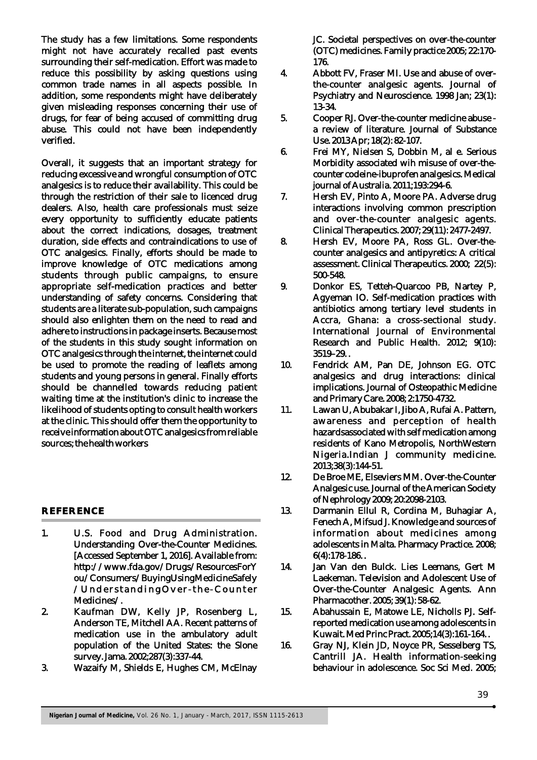The study has a few limitations. Some respondents might not have accurately recalled past events surrounding their self-medication. Effort was made to reduce this possibility by asking questions using common trade names in all aspects possible. In addition, some respondents might have deliberately given misleading responses concerning their use of drugs, for fear of being accused of committing drug abuse. This could not have been independently verified.

Overall, it suggests that an important strategy for reducing excessive and wrongful consumption of OTC analgesics is to reduce their availability. This could be through the restriction of their sale to licenced drug dealers. Also, health care professionals must seize every opportunity to sufficiently educate patients about the correct indications, dosages, treatment duration, side effects and contraindications to use of OTC analgesics. Finally, efforts should be made to improve knowledge of OTC medications among students through public campaigns, to ensure appropriate self-medication practices and better understanding of safety concerns. Considering that students are a literate sub-population, such campaigns should also enlighten them on the need to read and adhere to instructions in package inserts. Because most of the students in this study sought information on OTC analgesics through the internet, the internet could be used to promote the reading of leaflets among students and young persons in general. Finally efforts should be channelled towards reducing patient waiting time at the institution's clinic to increase the likelihood of students opting to consult health workers at the clinic. This should offer them the opportunity to receive information about OTC analgesics from reliable sources; the health workers

## REFERENCE

1. U.S. Food and Drug Administration. Understanding Over-the-Counter Medicines. [Accessed September 1, 2016]. Available from: http://www.fda.gov/Drugs/ResourcesForYou/Consumers/BuyingUsingMedicineSafely/UnderstandingOver-the-CounterMedicines/.
2. Kaufman DW, Kelly JP, Rosenberg L, Anderson TE, Mitchell AA. Recent patterns of medication use in the ambulatory adult population of the United States: the Slone survey. Jama. 2002;287(3):337-44.
3. Wazaify M, Shields E, Hughes CM, McElnay JC. Societal perspectives on over-the-counter (OTC) medicines. Family practice 2005; 22:170-176.
4. Abbott FV, Fraser MI. Use and abuse of over-the-counter analgesic agents. Journal of Psychiatry and Neuroscience. 1998 Jan; 23(1): 13-34.
5. Cooper RJ. Over-the-counter medicine abuse - a review of literature. Journal of Substance Use. 2013 Apr; 18(2): 82-107.
6. Frei MY, Nielsen S, Dobbin M, al e. Serious Morbidity associated wih misuse of over-the-counter codeine-ibuprofen analgesics. Medical journal of Australia. 2011;193:294-6.
7. Hersh EV, Pinto A, Moore PA. Adverse drug interactions involving common prescription and over-the-counter analgesic agents. Clinical Therapeutics. 2007; 29(11): 2477-2497.
8. Hersh EV, Moore PA, Ross GL. Over-the-counter analgesics and antipyretics: A critical assessment. Clinical Therapeutics. 2000; 22(5): 500-548.
9. Donkor ES, Tetteh-Quarcoo PB, Nartey P, Agyeman IO. Self-medication practices with antibiotics among tertiary level students in Accra, Ghana: a cross-sectional study. International Journal of Environmental Research and Public Health. 2012; 9(10): 3519–29. .
10. Fendrick AM, Pan DE, Johnson EG. OTC analgesics and drug interactions: clinical implications. Journal of Osteopathic Medicine and Primary Care. 2008; 2:1750-4732.
11. Lawan U, Abubakar I, Jibo A, Rufai A. Pattern, awareness and perception of health hazardsassociated with self medication among residents of Kano Metropolis, NorthWestern Nigeria.Indian J community medicine. 2013;38(3):144-51.
12. De Broe ME, Elseviers MM. Over-the-Counter Analgesic use. Journal of the American Society of Nephrology 2009; 20:2098-2103.
13. Darmanin Ellul R, Cordina M, Buhagiar A, Fenech A, Mifsud J. Knowledge and sources of information about medicines among adolescents in Malta. Pharmacy Practice. 2008; 6(4):178-186. .
14. Jan Van den Bulck. Lies Leemans, Gert M Laekeman. Television and Adolescent Use of Over-the-Counter Analgesic Agents. Ann Pharmacother. 2005; 39(1): 58-62.
15. Abahussain E, Matowe LE, Nicholls PJ. Self-reported medication use among adolescents in Kuwait. Med Princ Pract. 2005;14(3):161-164. .
16. Gray NJ, Klein JD, Noyce PR, Sesselberg TS, Cantrill JA. Health information-seeking behaviour in adolescence. Soc Sci Med. 2005;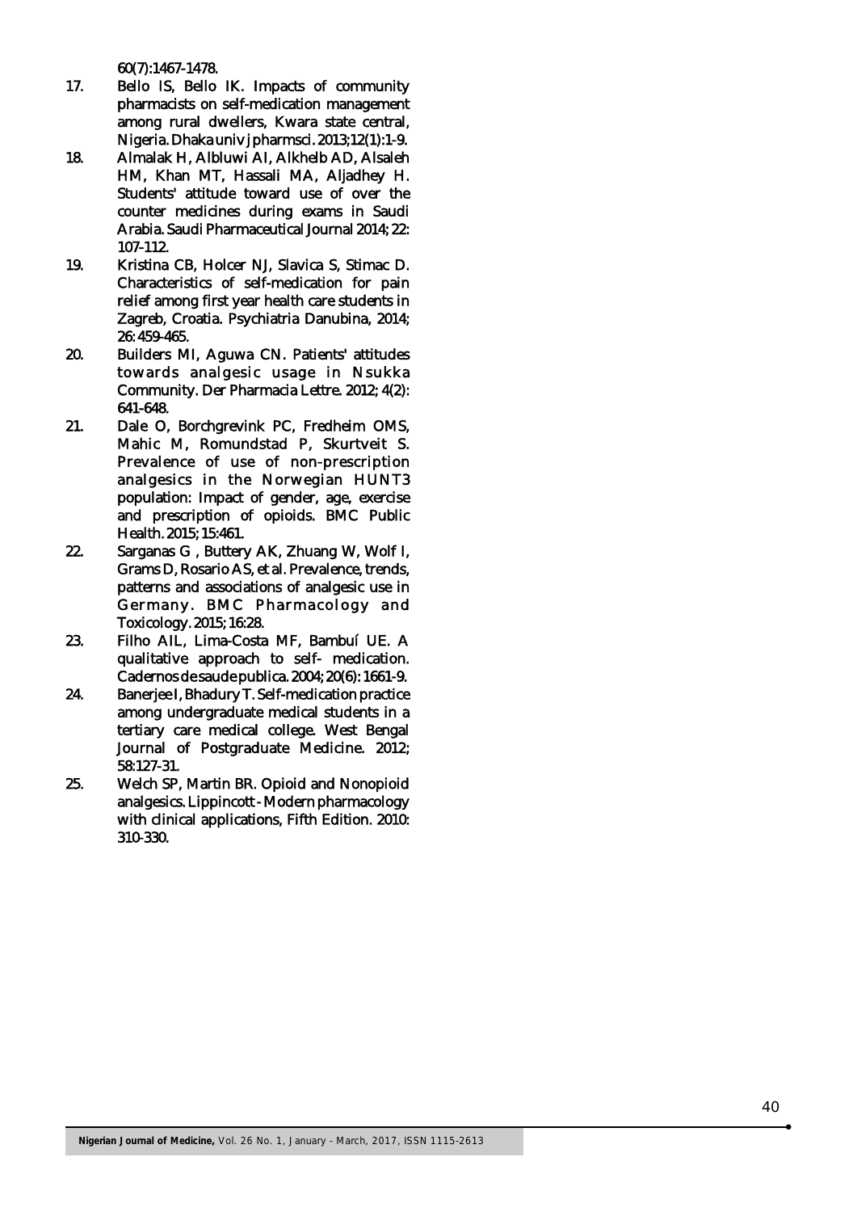60(7):1467-1478.

17. Bello IS, Bello IK. Impacts of community pharmacists on self-medication management among rural dwellers, Kwara state central, Nigeria. Dhaka univ j pharmsci. 2013;12(1):1-9.
18. Almalak H, Albluwi AI, Alkhelb AD, Alsaleh HM, Khan MT, Hassali MA, Aljadhey H. Students' attitude toward use of over the counter medicines during exams in Saudi Arabia. Saudi Pharmaceutical Journal 2014; 22: 107–112.
19. Kristina CB, Holcer NJ, Slavica S, Stimac D. Characteristics of self-medication for pain relief among first year health care students in Zagreb, Croatia. Psychiatria Danubina, 2014; 26: 459-465.
20. Builders MI, Aguwa CN. Patients' attitudes towards analgesic usage in Nsukka Community. Der Pharmacia Lettre. 2012; 4(2): 641-648.
21. Dale O, Borchgrevink PC, Fredheim OMS, Mahic M, Romundstad P, Skurtveit S. Prevalence of use of non-prescription analgesics in the Norwegian HUNT3 population: Impact of gender, age, exercise and prescription of opioids. BMC Public Health. 2015; 15:461.
22. Sarganas G , Buttery AK, Zhuang W, Wolf I, Grams D, Rosario AS, et al. Prevalence, trends, patterns and associations of analgesic use in Germany. BMC Pharmacology and Toxicology. 2015; 16:28.
23. Filho AIL, Lima-Costa MF, Bambuí UE. A qualitative approach to self- medication. Cadernos de saude publica. 2004; 20(6): 1661-9.
24. Banerjee I, Bhadury T. Self-medication practice among undergraduate medical students in a tertiary care medical college. West Bengal Journal of Postgraduate Medicine. 2012; 58:127-31.
25. Welch SP, Martin BR. Opioid and Nonopioid analgesics. Lippincott - Modern pharmacology with clinical applications, Fifth Edition. 2010: 310-330.